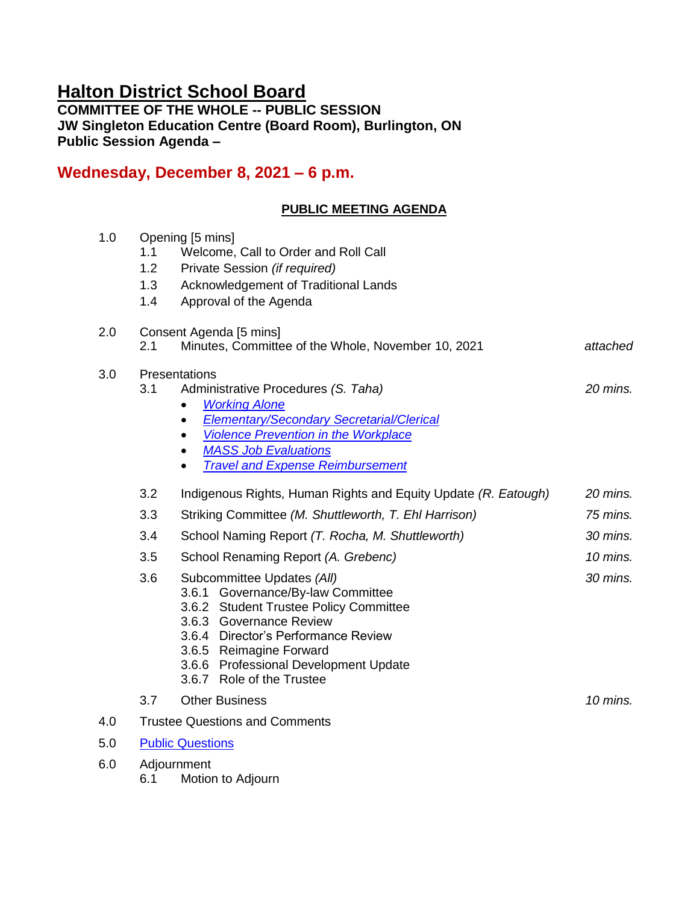# Halton District School Board

**COMMITTEE OF THE WHOLE -- PUBLIC SESSION**
**JW Singleton Education Centre (Board Room), Burlington, ON**
**Public Session Agenda –**

## Wednesday, December 8, 2021 – 6 p.m.

**PUBLIC MEETING AGENDA**

1.0 Opening [5 mins]
- 1.1 Welcome, Call to Order and Roll Call
- 1.2 Private Session *(if required)*
- 1.3 Acknowledgement of Traditional Lands
- 1.4 Approval of the Agenda

2.0 Consent Agenda [5 mins]
- 2.1 Minutes, Committee of the Whole, November 10, 2021 — *attached*

3.0 Presentations
- 3.1 Administrative Procedures *(S. Taha)* — *20 mins.*
  - *Working Alone*
  - *Elementary/Secondary Secretarial/Clerical*
  - *Violence Prevention in the Workplace*
  - *MASS Job Evaluations*
  - *Travel and Expense Reimbursement*
- 3.2 Indigenous Rights, Human Rights and Equity Update *(R. Eatough)* — *20 mins.*
- 3.3 Striking Committee *(M. Shuttleworth, T. Ehl Harrison)* — *75 mins.*
- 3.4 School Naming Report *(T. Rocha, M. Shuttleworth)* — *30 mins.*
- 3.5 School Renaming Report *(A. Grebenc)* — *10 mins.*
- 3.6 Subcommittee Updates *(All)* — *30 mins.*
  - 3.6.1 Governance/By-law Committee
  - 3.6.2 Student Trustee Policy Committee
  - 3.6.3 Governance Review
  - 3.6.4 Director's Performance Review
  - 3.6.5 Reimagine Forward
  - 3.6.6 Professional Development Update
  - 3.6.7 Role of the Trustee
- 3.7 Other Business — *10 mins.*

4.0 Trustee Questions and Comments

5.0 Public Questions

6.0 Adjournment
- 6.1 Motion to Adjourn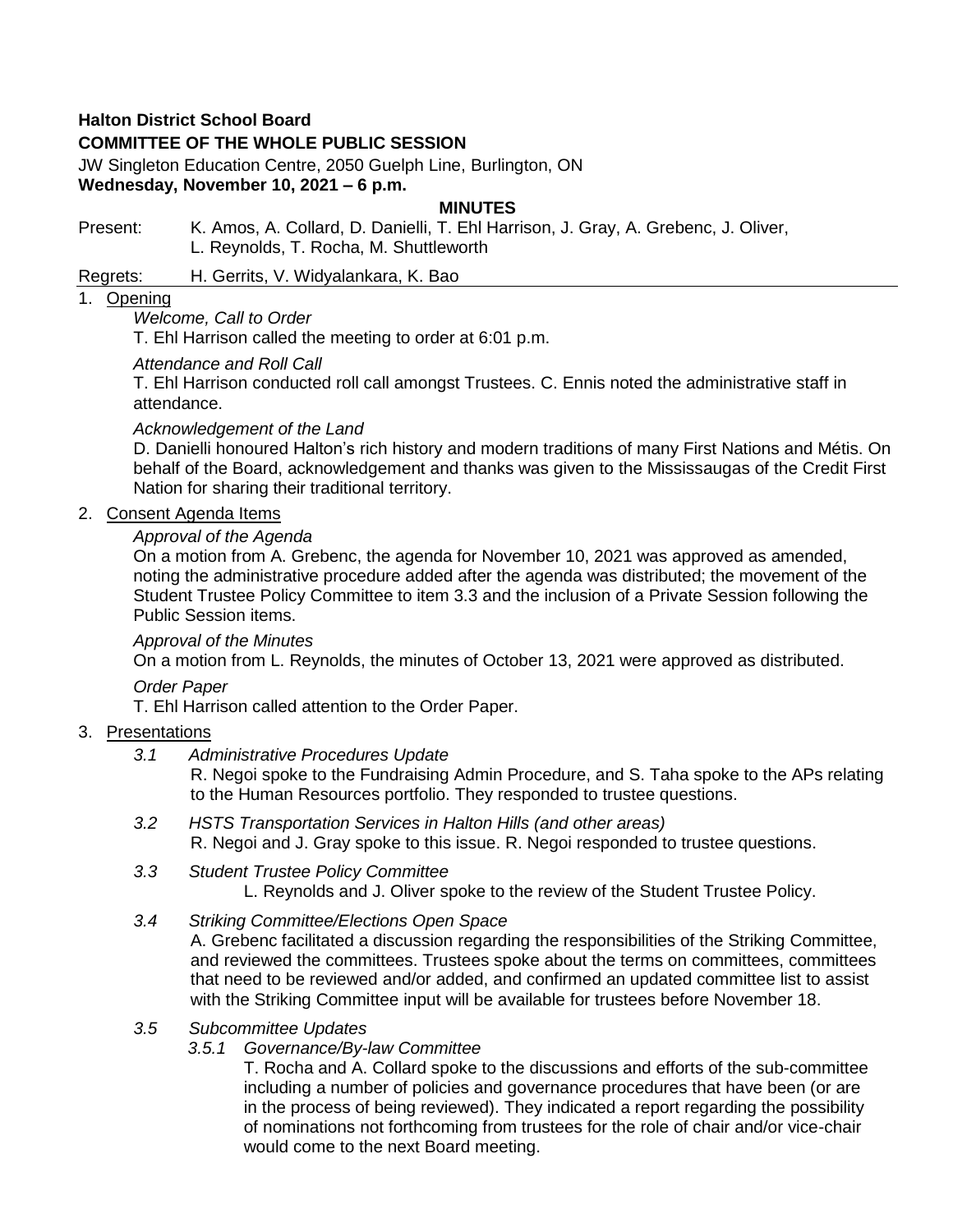**Halton District School Board**

**COMMITTEE OF THE WHOLE PUBLIC SESSION**

JW Singleton Education Centre, 2050 Guelph Line, Burlington, ON

**Wednesday, November 10, 2021 – 6 p.m.**

**MINUTES**

Present: K. Amos, A. Collard, D. Danielli, T. Ehl Harrison, J. Gray, A. Grebenc, J. Oliver, L. Reynolds, T. Rocha, M. Shuttleworth

Regrets: H. Gerrits, V. Widyalankara, K. Bao

1. Opening

   *Welcome, Call to Order*

   T. Ehl Harrison called the meeting to order at 6:01 p.m.

   *Attendance and Roll Call*

   T. Ehl Harrison conducted roll call amongst Trustees. C. Ennis noted the administrative staff in attendance.

   *Acknowledgement of the Land*

   D. Danielli honoured Halton's rich history and modern traditions of many First Nations and Métis. On behalf of the Board, acknowledgement and thanks was given to the Mississaugas of the Credit First Nation for sharing their traditional territory.

2. Consent Agenda Items

   *Approval of the Agenda*

   On a motion from A. Grebenc, the agenda for November 10, 2021 was approved as amended, noting the administrative procedure added after the agenda was distributed; the movement of the Student Trustee Policy Committee to item 3.3 and the inclusion of a Private Session following the Public Session items.

   *Approval of the Minutes*

   On a motion from L. Reynolds, the minutes of October 13, 2021 were approved as distributed.

   *Order Paper*

   T. Ehl Harrison called attention to the Order Paper.

3. Presentations

   *3.1 Administrative Procedures Update*

   R. Negoi spoke to the Fundraising Admin Procedure, and S. Taha spoke to the APs relating to the Human Resources portfolio. They responded to trustee questions.

   *3.2 HSTS Transportation Services in Halton Hills (and other areas)*

   R. Negoi and J. Gray spoke to this issue. R. Negoi responded to trustee questions.

   *3.3 Student Trustee Policy Committee*

   L. Reynolds and J. Oliver spoke to the review of the Student Trustee Policy.

   *3.4 Striking Committee/Elections Open Space*

   A. Grebenc facilitated a discussion regarding the responsibilities of the Striking Committee, and reviewed the committees. Trustees spoke about the terms on committees, committees that need to be reviewed and/or added, and confirmed an updated committee list to assist with the Striking Committee input will be available for trustees before November 18.

   *3.5 Subcommittee Updates*

   *3.5.1 Governance/By-law Committee*

   T. Rocha and A. Collard spoke to the discussions and efforts of the sub-committee including a number of policies and governance procedures that have been (or are in the process of being reviewed). They indicated a report regarding the possibility of nominations not forthcoming from trustees for the role of chair and/or vice-chair would come to the next Board meeting.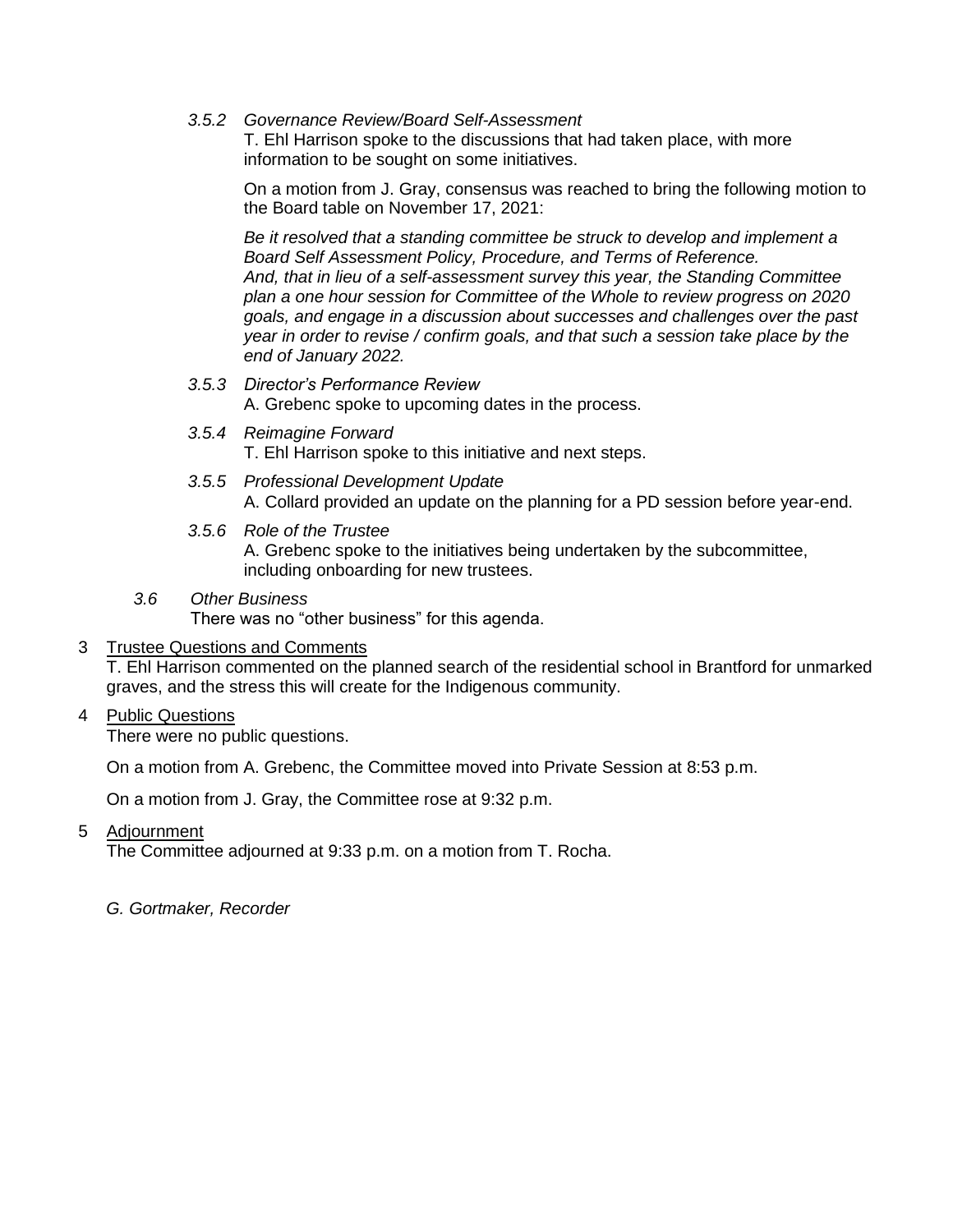*3.5.2 Governance Review/Board Self-Assessment*

T. Ehl Harrison spoke to the discussions that had taken place, with more information to be sought on some initiatives.

On a motion from J. Gray, consensus was reached to bring the following motion to the Board table on November 17, 2021:

*Be it resolved that a standing committee be struck to develop and implement a Board Self Assessment Policy, Procedure, and Terms of Reference.*
*And, that in lieu of a self-assessment survey this year, the Standing Committee plan a one hour session for Committee of the Whole to review progress on 2020 goals, and engage in a discussion about successes and challenges over the past year in order to revise / confirm goals, and that such a session take place by the end of January 2022.*

*3.5.3 Director's Performance Review*

A. Grebenc spoke to upcoming dates in the process.

*3.5.4 Reimagine Forward*

T. Ehl Harrison spoke to this initiative and next steps.

*3.5.5 Professional Development Update*

A. Collard provided an update on the planning for a PD session before year-end.

*3.5.6 Role of the Trustee*

A. Grebenc spoke to the initiatives being undertaken by the subcommittee, including onboarding for new trustees.

*3.6 Other Business*

There was no "other business" for this agenda.

3 Trustee Questions and Comments

T. Ehl Harrison commented on the planned search of the residential school in Brantford for unmarked graves, and the stress this will create for the Indigenous community.

4 Public Questions

There were no public questions.

On a motion from A. Grebenc, the Committee moved into Private Session at 8:53 p.m.

On a motion from J. Gray, the Committee rose at 9:32 p.m.

5 Adjournment

The Committee adjourned at 9:33 p.m. on a motion from T. Rocha.

*G. Gortmaker, Recorder*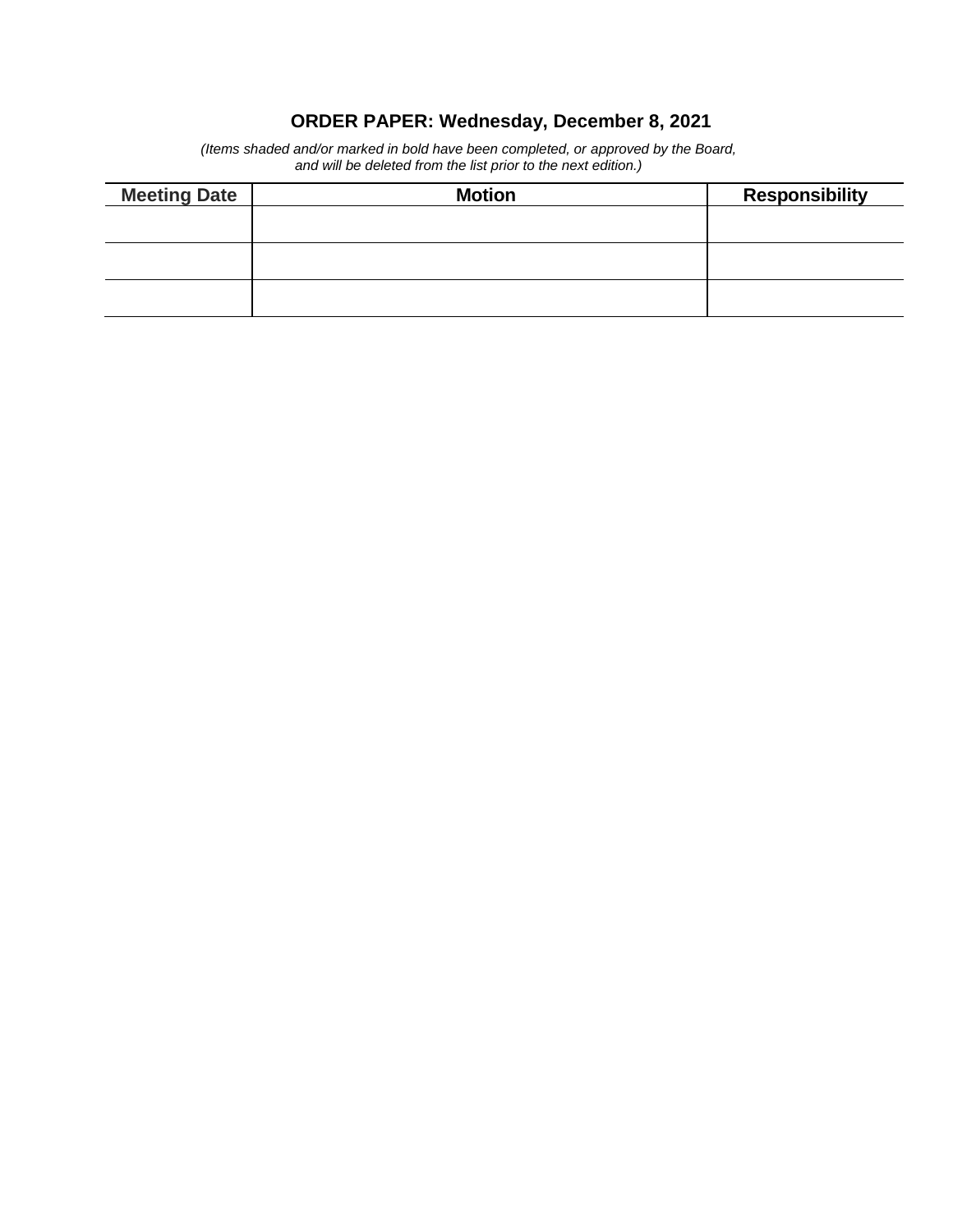## ORDER PAPER: Wednesday, December 8, 2021

*(Items shaded and/or marked in bold have been completed, or approved by the Board, and will be deleted from the list prior to the next edition.)*

| Meeting Date | Motion | Responsibility |
|---|---|---|
| | | |
| | | |
| | | |